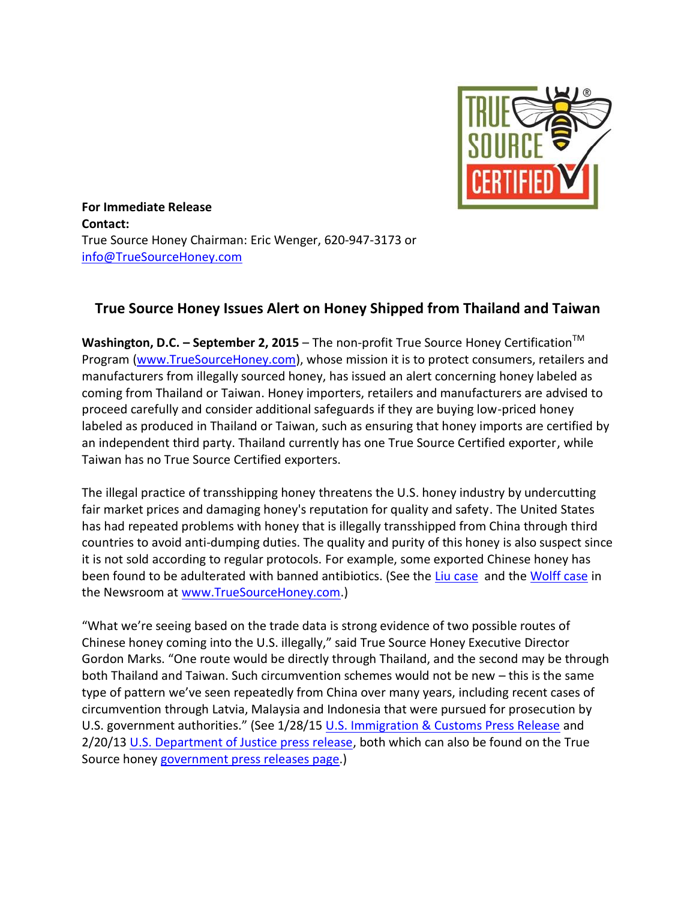**For Immediate Release**
**Contact:**
True Source Honey Chairman: Eric Wenger, 620-947-3173 or
info@TrueSourceHoney.com

## True Source Honey Issues Alert on Honey Shipped from Thailand and Taiwan

**Washington, D.C. – September 2, 2015** – The non-profit True Source Honey Certification™ Program (www.TrueSourceHoney.com), whose mission it is to protect consumers, retailers and manufacturers from illegally sourced honey, has issued an alert concerning honey labeled as coming from Thailand or Taiwan. Honey importers, retailers and manufacturers are advised to proceed carefully and consider additional safeguards if they are buying low-priced honey labeled as produced in Thailand or Taiwan, such as ensuring that honey imports are certified by an independent third party. Thailand currently has one True Source Certified exporter, while Taiwan has no True Source Certified exporters.

The illegal practice of transshipping honey threatens the U.S. honey industry by undercutting fair market prices and damaging honey's reputation for quality and safety. The United States has had repeated problems with honey that is illegally transshipped from China through third countries to avoid anti-dumping duties. The quality and purity of this honey is also suspect since it is not sold according to regular protocols. For example, some exported Chinese honey has been found to be adulterated with banned antibiotics. (See the Liu case and the Wolff case in the Newsroom at www.TrueSourceHoney.com.)

"What we're seeing based on the trade data is strong evidence of two possible routes of Chinese honey coming into the U.S. illegally," said True Source Honey Executive Director Gordon Marks. "One route would be directly through Thailand, and the second may be through both Thailand and Taiwan. Such circumvention schemes would not be new – this is the same type of pattern we've seen repeatedly from China over many years, including recent cases of circumvention through Latvia, Malaysia and Indonesia that were pursued for prosecution by U.S. government authorities." (See 1/28/15 U.S. Immigration & Customs Press Release and 2/20/13 U.S. Department of Justice press release, both which can also be found on the True Source honey government press releases page.)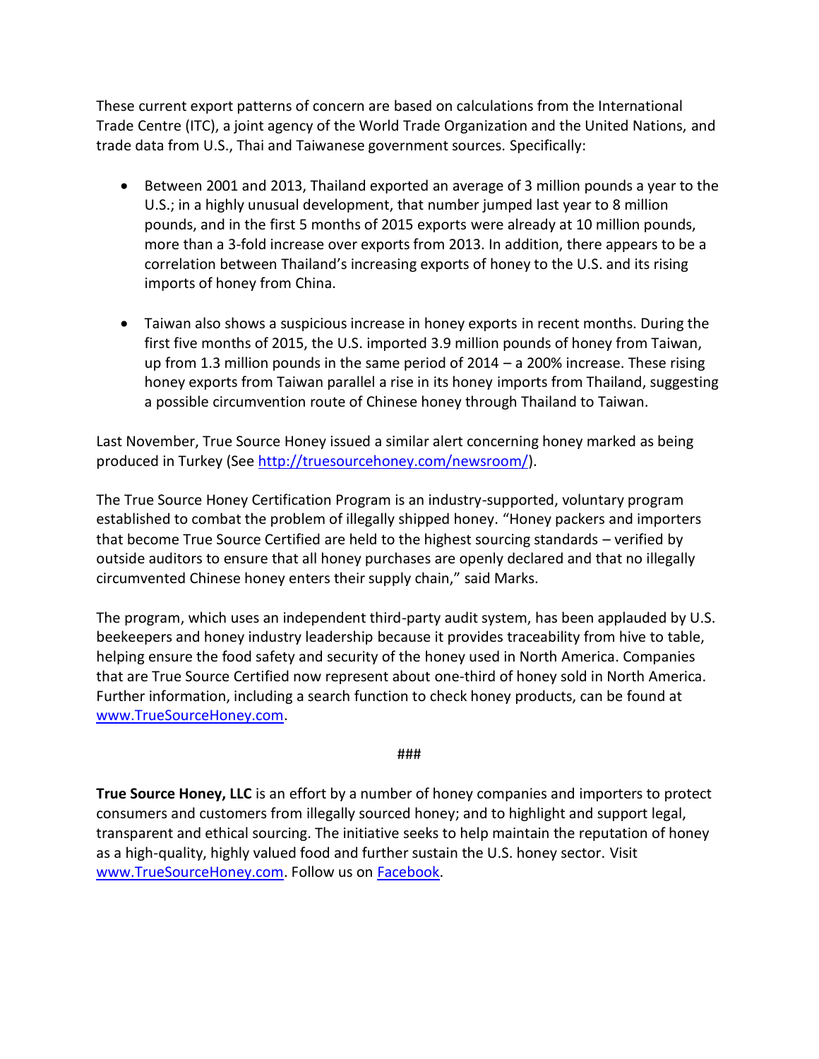These current export patterns of concern are based on calculations from the International Trade Centre (ITC), a joint agency of the World Trade Organization and the United Nations, and trade data from U.S., Thai and Taiwanese government sources. Specifically:

- Between 2001 and 2013, Thailand exported an average of 3 million pounds a year to the U.S.; in a highly unusual development, that number jumped last year to 8 million pounds, and in the first 5 months of 2015 exports were already at 10 million pounds, more than a 3-fold increase over exports from 2013. In addition, there appears to be a correlation between Thailand's increasing exports of honey to the U.S. and its rising imports of honey from China.

- Taiwan also shows a suspicious increase in honey exports in recent months. During the first five months of 2015, the U.S. imported 3.9 million pounds of honey from Taiwan, up from 1.3 million pounds in the same period of 2014 – a 200% increase. These rising honey exports from Taiwan parallel a rise in its honey imports from Thailand, suggesting a possible circumvention route of Chinese honey through Thailand to Taiwan.

Last November, True Source Honey issued a similar alert concerning honey marked as being produced in Turkey (See [http://truesourcehoney.com/newsroom/](http://truesourcehoney.com/newsroom/)).

The True Source Honey Certification Program is an industry-supported, voluntary program established to combat the problem of illegally shipped honey. "Honey packers and importers that become True Source Certified are held to the highest sourcing standards – verified by outside auditors to ensure that all honey purchases are openly declared and that no illegally circumvented Chinese honey enters their supply chain," said Marks.

The program, which uses an independent third-party audit system, has been applauded by U.S. beekeepers and honey industry leadership because it provides traceability from hive to table, helping ensure the food safety and security of the honey used in North America. Companies that are True Source Certified now represent about one-third of honey sold in North America. Further information, including a search function to check honey products, can be found at [www.TrueSourceHoney.com](http://www.TrueSourceHoney.com).

###

**True Source Honey, LLC** is an effort by a number of honey companies and importers to protect consumers and customers from illegally sourced honey; and to highlight and support legal, transparent and ethical sourcing. The initiative seeks to help maintain the reputation of honey as a high-quality, highly valued food and further sustain the U.S. honey sector. Visit [www.TrueSourceHoney.com](http://www.TrueSourceHoney.com). Follow us on Facebook.